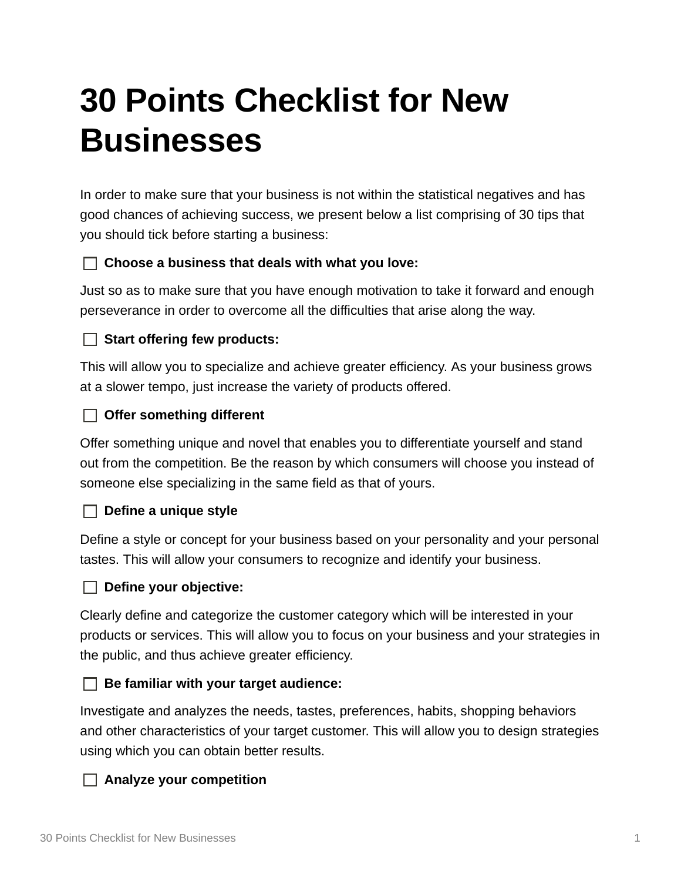# 30 Points Checklist for New Businesses

In order to make sure that your business is not within the statistical negatives and has good chances of achieving success, we present below a list comprising of 30 tips that you should tick before starting a business:

- [ ] **Choose a business that deals with what you love:**

Just so as to make sure that you have enough motivation to take it forward and enough perseverance in order to overcome all the difficulties that arise along the way.

- [ ] **Start offering few products:**

This will allow you to specialize and achieve greater efficiency. As your business grows at a slower tempo, just increase the variety of products offered.

- [ ] **Offer something different**

Offer something unique and novel that enables you to differentiate yourself and stand out from the competition. Be the reason by which consumers will choose you instead of someone else specializing in the same field as that of yours.

- [ ] **Define a unique style**

Define a style or concept for your business based on your personality and your personal tastes. This will allow your consumers to recognize and identify your business.

- [ ] **Define your objective:**

Clearly define and categorize the customer category which will be interested in your products or services. This will allow you to focus on your business and your strategies in the public, and thus achieve greater efficiency.

- [ ] **Be familiar with your target audience:**

Investigate and analyzes the needs, tastes, preferences, habits, shopping behaviors and other characteristics of your target customer. This will allow you to design strategies using which you can obtain better results.

- [ ] **Analyze your competition**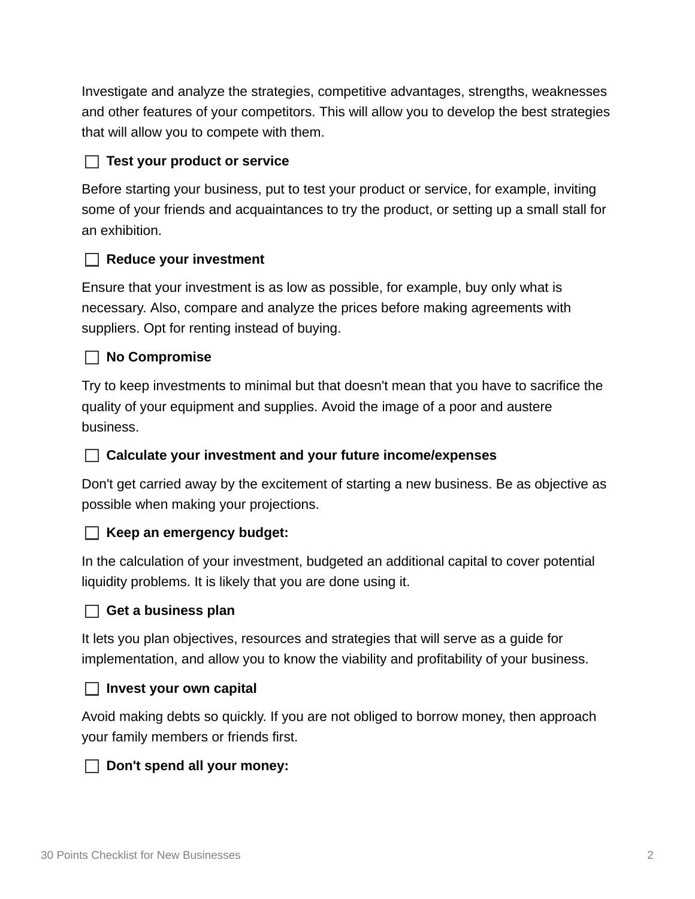Investigate and analyze the strategies, competitive advantages, strengths, weaknesses and other features of your competitors. This will allow you to develop the best strategies that will allow you to compete with them.

- [ ] **Test your product or service**

Before starting your business, put to test your product or service, for example, inviting some of your friends and acquaintances to try the product, or setting up a small stall for an exhibition.

- [ ] **Reduce your investment**

Ensure that your investment is as low as possible, for example, buy only what is necessary. Also, compare and analyze the prices before making agreements with suppliers. Opt for renting instead of buying.

- [ ] **No Compromise**

Try to keep investments to minimal but that doesn't mean that you have to sacrifice the quality of your equipment and supplies. Avoid the image of a poor and austere business.

- [ ] **Calculate your investment and your future income/expenses**

Don't get carried away by the excitement of starting a new business. Be as objective as possible when making your projections.

- [ ] **Keep an emergency budget:**

In the calculation of your investment, budgeted an additional capital to cover potential liquidity problems. It is likely that you are done using it.

- [ ] **Get a business plan**

It lets you plan objectives, resources and strategies that will serve as a guide for implementation, and allow you to know the viability and profitability of your business.

- [ ] **Invest your own capital**

Avoid making debts so quickly. If you are not obliged to borrow money, then approach your family members or friends first.

- [ ] **Don't spend all your money:**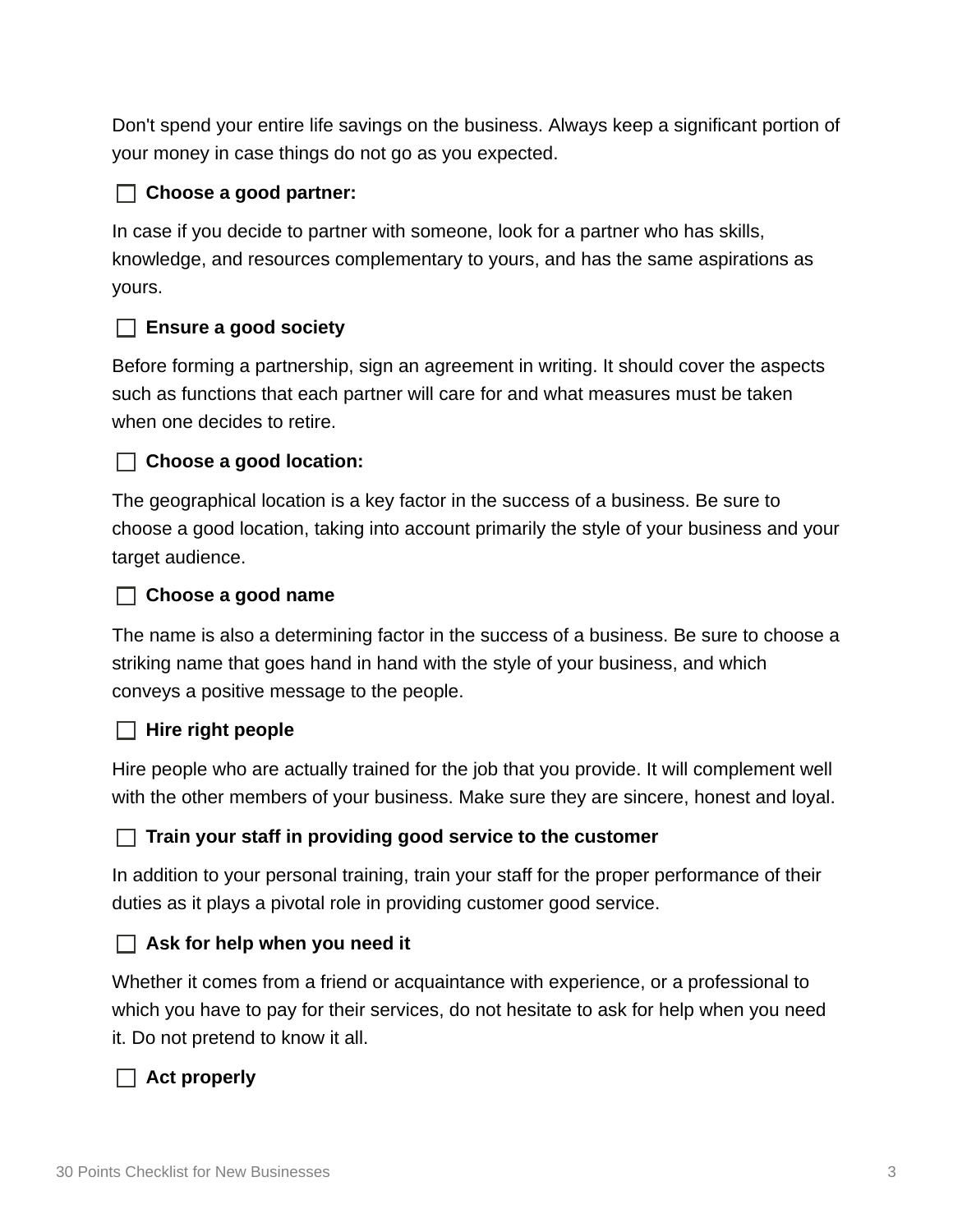Don't spend your entire life savings on the business. Always keep a significant portion of your money in case things do not go as you expected.

- [ ] **Choose a good partner:**

In case if you decide to partner with someone, look for a partner who has skills, knowledge, and resources complementary to yours, and has the same aspirations as yours.

- [ ] **Ensure a good society**

Before forming a partnership, sign an agreement in writing. It should cover the aspects such as functions that each partner will care for and what measures must be taken when one decides to retire.

- [ ] **Choose a good location:**

The geographical location is a key factor in the success of a business. Be sure to choose a good location, taking into account primarily the style of your business and your target audience.

- [ ] **Choose a good name**

The name is also a determining factor in the success of a business. Be sure to choose a striking name that goes hand in hand with the style of your business, and which conveys a positive message to the people.

- [ ] **Hire right people**

Hire people who are actually trained for the job that you provide. It will complement well with the other members of your business. Make sure they are sincere, honest and loyal.

- [ ] **Train your staff in providing good service to the customer**

In addition to your personal training, train your staff for the proper performance of their duties as it plays a pivotal role in providing customer good service.

- [ ] **Ask for help when you need it**

Whether it comes from a friend or acquaintance with experience, or a professional to which you have to pay for their services, do not hesitate to ask for help when you need it. Do not pretend to know it all.

- [ ] **Act properly**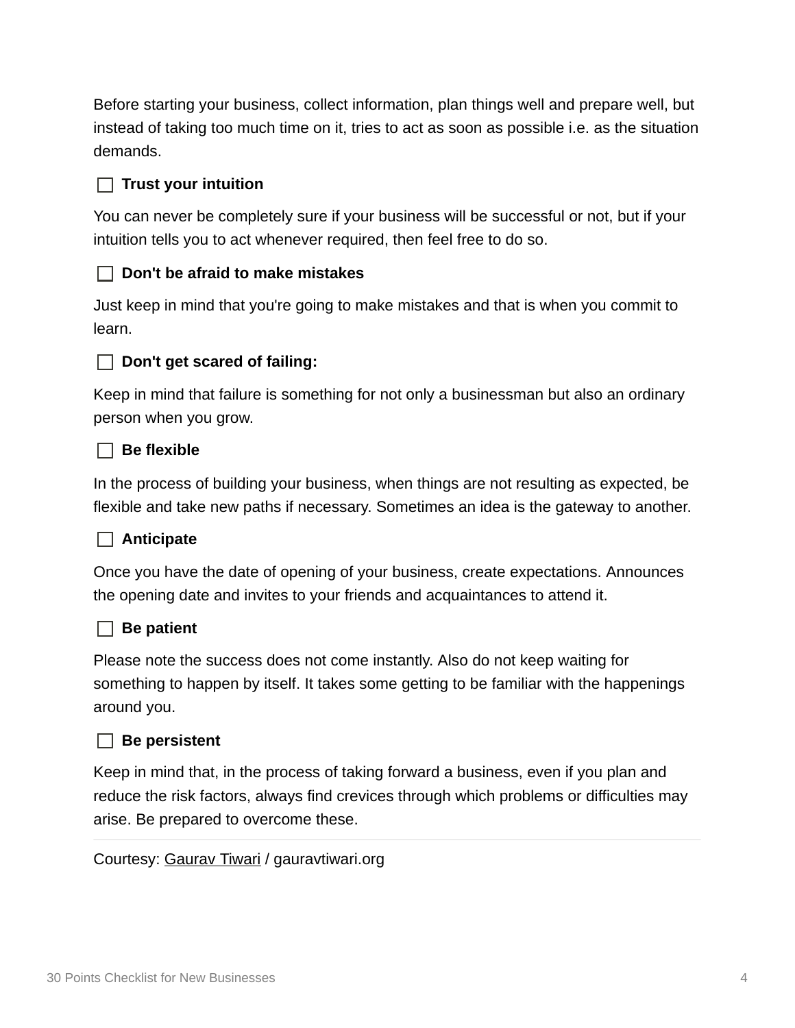Before starting your business, collect information, plan things well and prepare well, but instead of taking too much time on it, tries to act as soon as possible i.e. as the situation demands.

- [ ] **Trust your intuition**

You can never be completely sure if your business will be successful or not, but if your intuition tells you to act whenever required, then feel free to do so.

- [ ] **Don't be afraid to make mistakes**

Just keep in mind that you're going to make mistakes and that is when you commit to learn.

- [ ] **Don't get scared of failing:**

Keep in mind that failure is something for not only a businessman but also an ordinary person when you grow.

- [ ] **Be flexible**

In the process of building your business, when things are not resulting as expected, be flexible and take new paths if necessary. Sometimes an idea is the gateway to another.

- [ ] **Anticipate**

Once you have the date of opening of your business, create expectations. Announces the opening date and invites to your friends and acquaintances to attend it.

- [ ] **Be patient**

Please note the success does not come instantly. Also do not keep waiting for something to happen by itself. It takes some getting to be familiar with the happenings around you.

- [ ] **Be persistent**

Keep in mind that, in the process of taking forward a business, even if you plan and reduce the risk factors, always find crevices through which problems or difficulties may arise. Be prepared to overcome these.

---

Courtesy: Gaurav Tiwari / gauravtiwari.org